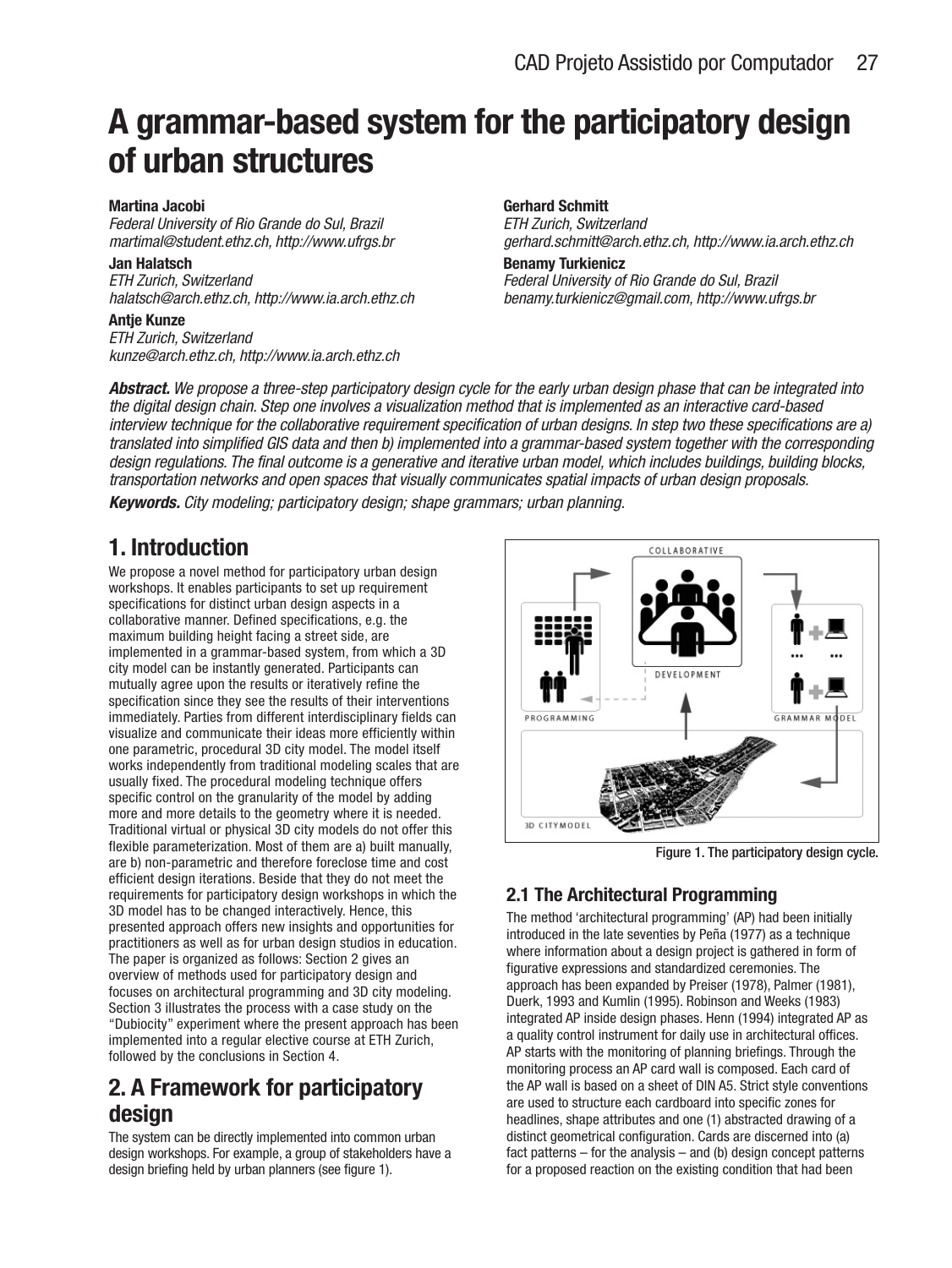# A grammar-based system for the participatory design of urban structures

**Martina Jacobi**
*Federal University of Rio Grande do Sul, Brazil*
*martimal@student.ethz.ch, http://www.ufrgs.br*

**Jan Halatsch**
*ETH Zurich, Switzerland*
*halatsch@arch.ethz.ch, http://www.ia.arch.ethz.ch*

**Antje Kunze**
*ETH Zurich, Switzerland*
*kunze@arch.ethz.ch, http://www.ia.arch.ethz.ch*

**Gerhard Schmitt**
*ETH Zurich, Switzerland*
*gerhard.schmitt@arch.ethz.ch, http://www.ia.arch.ethz.ch*

**Benamy Turkienicz**
*Federal University of Rio Grande do Sul, Brazil*
*benamy.turkienicz@gmail.com, http://www.ufrgs.br*

***Abstract.*** *We propose a three-step participatory design cycle for the early urban design phase that can be integrated into the digital design chain. Step one involves a visualization method that is implemented as an interactive card-based interview technique for the collaborative requirement specification of urban designs. In step two these specifications are a) translated into simplified GIS data and then b) implemented into a grammar-based system together with the corresponding design regulations. The final outcome is a generative and iterative urban model, which includes buildings, building blocks, transportation networks and open spaces that visually communicates spatial impacts of urban design proposals.*

***Keywords.*** *City modeling; participatory design; shape grammars; urban planning.*

## 1. Introduction

We propose a novel method for participatory urban design workshops. It enables participants to set up requirement specifications for distinct urban design aspects in a collaborative manner. Defined specifications, e.g. the maximum building height facing a street side, are implemented in a grammar-based system, from which a 3D city model can be instantly generated. Participants can mutually agree upon the results or iteratively refine the specification since they see the results of their interventions immediately. Parties from different interdisciplinary fields can visualize and communicate their ideas more efficiently within one parametric, procedural 3D city model. The model itself works independently from traditional modeling scales that are usually fixed. The procedural modeling technique offers specific control on the granularity of the model by adding more and more details to the geometry where it is needed. Traditional virtual or physical 3D city models do not offer this flexible parameterization. Most of them are a) built manually, are b) non-parametric and therefore foreclose time and cost efficient design iterations. Beside that they do not meet the requirements for participatory design workshops in which the 3D model has to be changed interactively. Hence, this presented approach offers new insights and opportunities for practitioners as well as for urban design studios in education. The paper is organized as follows: Section 2 gives an overview of methods used for participatory design and focuses on architectural programming and 3D city modeling. Section 3 illustrates the process with a case study on the "Dubiocity" experiment where the present approach has been implemented into a regular elective course at ETH Zurich, followed by the conclusions in Section 4.

## 2. A Framework for participatory design

The system can be directly implemented into common urban design workshops. For example, a group of stakeholders have a design briefing held by urban planners (see figure 1).

Figure 1. The participatory design cycle.

### 2.1 The Architectural Programming

The method 'architectural programming' (AP) had been initially introduced in the late seventies by Peña (1977) as a technique where information about a design project is gathered in form of figurative expressions and standardized ceremonies. The approach has been expanded by Preiser (1978), Palmer (1981), Duerk, 1993 and Kumlin (1995). Robinson and Weeks (1983) integrated AP inside design phases. Henn (1994) integrated AP as a quality control instrument for daily use in architectural offices. AP starts with the monitoring of planning briefings. Through the monitoring process an AP card wall is composed. Each card of the AP wall is based on a sheet of DIN A5. Strict style conventions are used to structure each cardboard into specific zones for headlines, shape attributes and one (1) abstracted drawing of a distinct geometrical configuration. Cards are discerned into (a) fact patterns – for the analysis – and (b) design concept patterns for a proposed reaction on the existing condition that had been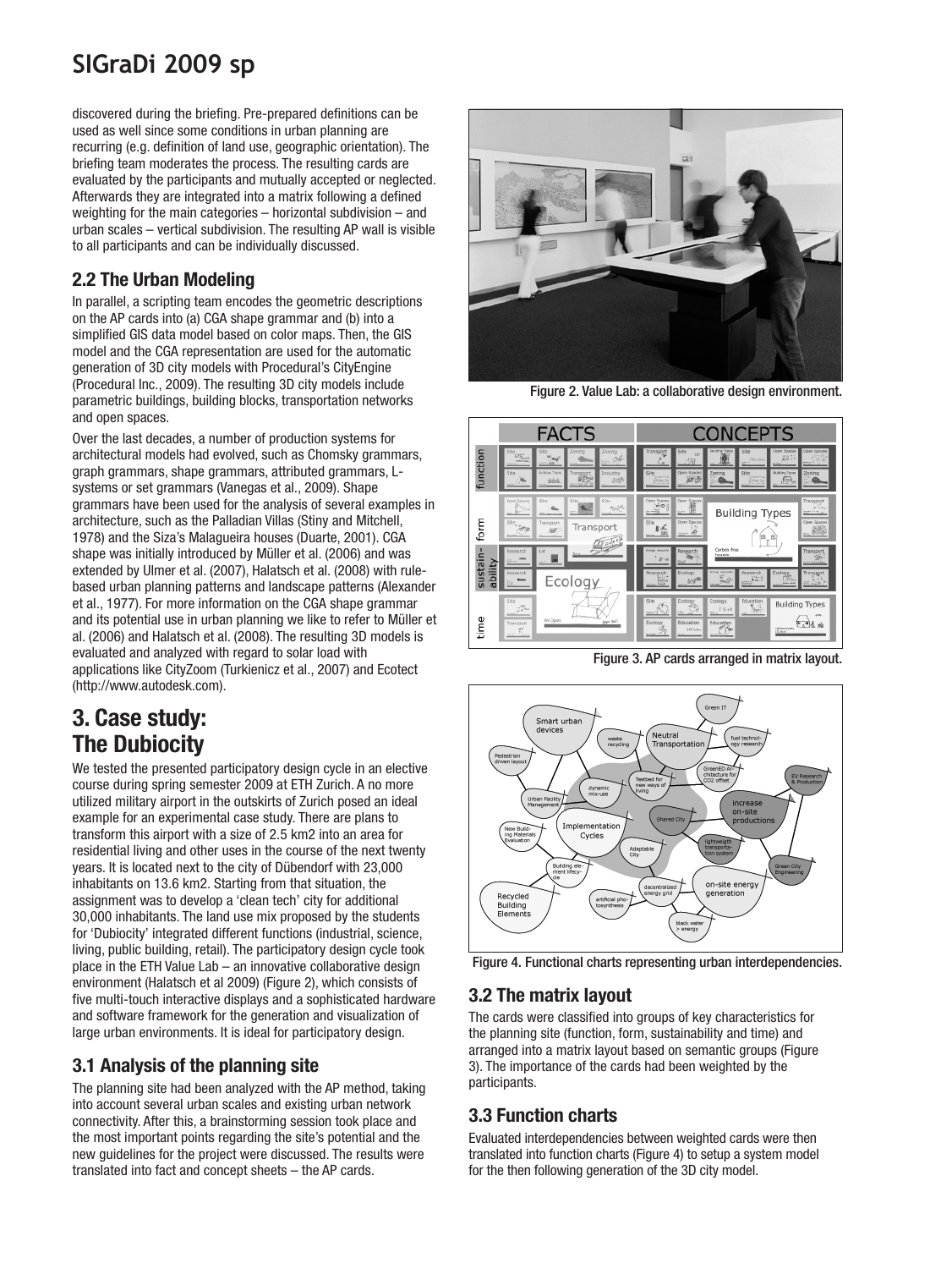discovered during the briefing. Pre-prepared definitions can be used as well since some conditions in urban planning are recurring (e.g. definition of land use, geographic orientation). The briefing team moderates the process. The resulting cards are evaluated by the participants and mutually accepted or neglected. Afterwards they are integrated into a matrix following a defined weighting for the main categories – horizontal subdivision – and urban scales – vertical subdivision. The resulting AP wall is visible to all participants and can be individually discussed.

### 2.2 The Urban Modeling

In parallel, a scripting team encodes the geometric descriptions on the AP cards into (a) CGA shape grammar and (b) into a simplified GIS data model based on color maps. Then, the GIS model and the CGA representation are used for the automatic generation of 3D city models with Procedural's CityEngine (Procedural Inc., 2009). The resulting 3D city models include parametric buildings, building blocks, transportation networks and open spaces.

Over the last decades, a number of production systems for architectural models had evolved, such as Chomsky grammars, graph grammars, shape grammars, attributed grammars, L-systems or set grammars (Vanegas et al., 2009). Shape grammars have been used for the analysis of several examples in architecture, such as the Palladian Villas (Stiny and Mitchell, 1978) and the Siza's Malagueira houses (Duarte, 2001). CGA shape was initially introduced by Müller et al. (2006) and was extended by Ulmer et al. (2007), Halatsch et al. (2008) with rule-based urban planning patterns and landscape patterns (Alexander et al., 1977). For more information on the CGA shape grammar and its potential use in urban planning we like to refer to Müller et al. (2006) and Halatsch et al. (2008). The resulting 3D models is evaluated and analyzed with regard to solar load with applications like CityZoom (Turkienicz et al., 2007) and Ecotect (http://www.autodesk.com).

## 3. Case study: The Dubiocity

We tested the presented participatory design cycle in an elective course during spring semester 2009 at ETH Zurich. A no more utilized military airport in the outskirts of Zurich posed an ideal example for an experimental case study. There are plans to transform this airport with a size of 2.5 km2 into an area for residential living and other uses in the course of the next twenty years. It is located next to the city of Dübendorf with 23,000 inhabitants on 13.6 km2. Starting from that situation, the assignment was to develop a 'clean tech' city for additional 30,000 inhabitants. The land use mix proposed by the students for 'Dubiocity' integrated different functions (industrial, science, living, public building, retail). The participatory design cycle took place in the ETH Value Lab – an innovative collaborative design environment (Halatsch et al 2009) (Figure 2), which consists of five multi-touch interactive displays and a sophisticated hardware and software framework for the generation and visualization of large urban environments. It is ideal for participatory design.

### 3.1 Analysis of the planning site

The planning site had been analyzed with the AP method, taking into account several urban scales and existing urban network connectivity. After this, a brainstorming session took place and the most important points regarding the site's potential and the new guidelines for the project were discussed. The results were translated into fact and concept sheets – the AP cards.

Figure 2. Value Lab: a collaborative design environment.

Figure 3. AP cards arranged in matrix layout.

Figure 4. Functional charts representing urban interdependencies.

### 3.2 The matrix layout

The cards were classified into groups of key characteristics for the planning site (function, form, sustainability and time) and arranged into a matrix layout based on semantic groups (Figure 3). The importance of the cards had been weighted by the participants.

### 3.3 Function charts

Evaluated interdependencies between weighted cards were then translated into function charts (Figure 4) to setup a system model for the then following generation of the 3D city model.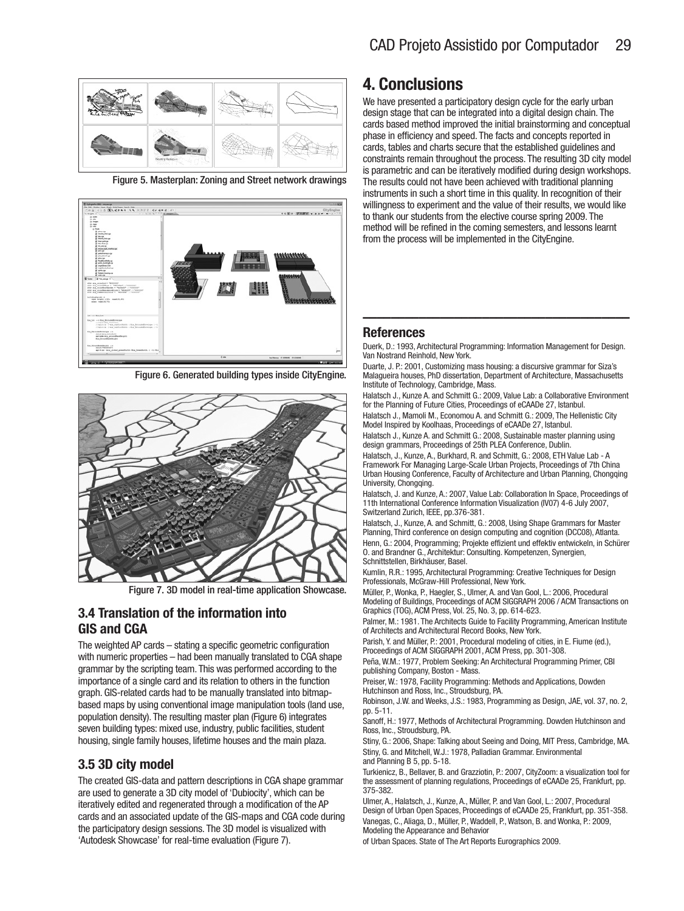Figure 5. Masterplan: Zoning and Street network drawings

Figure 6. Generated building types inside CityEngine.

Figure 7. 3D model in real-time application Showcase.

### 3.4 Translation of the information into GIS and CGA

The weighted AP cards – stating a specific geometric configuration with numeric properties – had been manually translated to CGA shape grammar by the scripting team. This was performed according to the importance of a single card and its relation to others in the function graph. GIS-related cards had to be manually translated into bitmap-based maps by using conventional image manipulation tools (land use, population density). The resulting master plan (Figure 6) integrates seven building types: mixed use, industry, public facilities, student housing, single family houses, lifetime houses and the main plaza.

### 3.5 3D city model

The created GIS-data and pattern descriptions in CGA shape grammar are used to generate a 3D city model of 'Dubiocity', which can be iteratively edited and regenerated through a modification of the AP cards and an associated update of the GIS-maps and CGA code during the participatory design sessions. The 3D model is visualized with 'Autodesk Showcase' for real-time evaluation (Figure 7).

## 4. Conclusions

We have presented a participatory design cycle for the early urban design stage that can be integrated into a digital design chain. The cards based method improved the initial brainstorming and conceptual phase in efficiency and speed. The facts and concepts reported in cards, tables and charts secure that the established guidelines and constraints remain throughout the process. The resulting 3D city model is parametric and can be iteratively modified during design workshops. The results could not have been achieved with traditional planning instruments in such a short time in this quality. In recognition of their willingness to experiment and the value of their results, we would like to thank our students from the elective course spring 2009. The method will be refined in the coming semesters, and lessons learnt from the process will be implemented in the CityEngine.

### References

Duerk, D.: 1993, Architectural Programming: Information Management for Design. Van Nostrand Reinhold, New York.

Duarte, J. P.: 2001, Customizing mass housing: a discursive grammar for Siza's Malagueira houses, PhD dissertation, Department of Architecture, Massachusetts Institute of Technology, Cambridge, Mass.

Halatsch J., Kunze A. and Schmitt G.: 2009, Value Lab: a Collaborative Environment for the Planning of Future Cities, Proceedings of eCAADe 27, Istanbul.

Halatsch J., Mamoli M., Economou A. and Schmitt G.: 2009, The Hellenistic City Model Inspired by Koolhaas, Proceedings of eCAADe 27, Istanbul.

Halatsch J., Kunze A. and Schmitt G.: 2008, Sustainable master planning using design grammars, Proceedings of 25th PLEA Conference, Dublin.

Halatsch, J., Kunze, A., Burkhard, R. and Schmitt, G.: 2008, ETH Value Lab - A Framework For Managing Large-Scale Urban Projects, Proceedings of 7th China Urban Housing Conference, Faculty of Architecture and Urban Planning, Chongqing University, Chongqing.

Halatsch, J. and Kunze, A.: 2007, Value Lab: Collaboration In Space, Proceedings of 11th International Conference Information Visualization (IV07) 4-6 July 2007, Switzerland Zurich, IEEE, pp.376-381.

Halatsch, J., Kunze, A. and Schmitt, G.: 2008, Using Shape Grammars for Master Planning, Third conference on design computing and cognition (DCC08), Atlanta.

Henn, G.: 2004, Programming; Projekte effizient und effektiv entwickeln, in Schürer O. and Brandner G., Architektur: Consulting. Kompetenzen, Synergien, Schnittstellen, Birkhäuser, Basel.

Kumlin, R.R.: 1995, Architectural Programming: Creative Techniques for Design Professionals, McGraw-Hill Professional, New York.

Müller, P., Wonka, P., Haegler, S., Ulmer, A. and Van Gool, L.: 2006, Procedural Modeling of Buildings, Proceedings of ACM SIGGRAPH 2006 / ACM Transactions on Graphics (TOG), ACM Press, Vol. 25, No. 3, pp. 614-623.

Palmer, M.: 1981. The Architects Guide to Facility Programming, American Institute of Architects and Architectural Record Books, New York.

Parish, Y. and Müller, P.: 2001, Procedural modeling of cities, in E. Fiume (ed.), Proceedings of ACM SIGGRAPH 2001, ACM Press, pp. 301-308.

Peña, W.M.: 1977, Problem Seeking: An Architectural Programming Primer, CBI publishing Company, Boston - Mass.

Preiser, W.: 1978, Facility Programming: Methods and Applications, Dowden Hutchinson and Ross, Inc., Stroudsburg, PA.

Robinson, J.W. and Weeks, J.S.: 1983, Programming as Design, JAE, vol. 37, no. 2, pp. 5-11.

Sanoff, H.: 1977, Methods of Architectural Programming. Dowden Hutchinson and Ross, Inc., Stroudsburg, PA.

Stiny, G.: 2006, Shape: Talking about Seeing and Doing, MIT Press, Cambridge, MA.

Stiny, G. and Mitchell, W.J.: 1978, Palladian Grammar. Environmental and Planning B 5, pp. 5-18.

Turkienicz, B., Bellaver, B. and Grazziotin, P.: 2007, CityZoom: a visualization tool for the assessment of planning regulations, Proceedings of eCAADe 25, Frankfurt, pp. 375-382.

Ulmer, A., Halatsch, J., Kunze, A., Müller, P. and Van Gool, L.: 2007, Procedural Design of Urban Open Spaces, Proceedings of eCAADe 25, Frankfurt, pp. 351-358.

Vanegas, C., Aliaga, D., Müller, P., Waddell, P., Watson, B. and Wonka, P.: 2009, Modeling the Appearance and Behavior of Urban Spaces. State of The Art Reports Eurographics 2009.